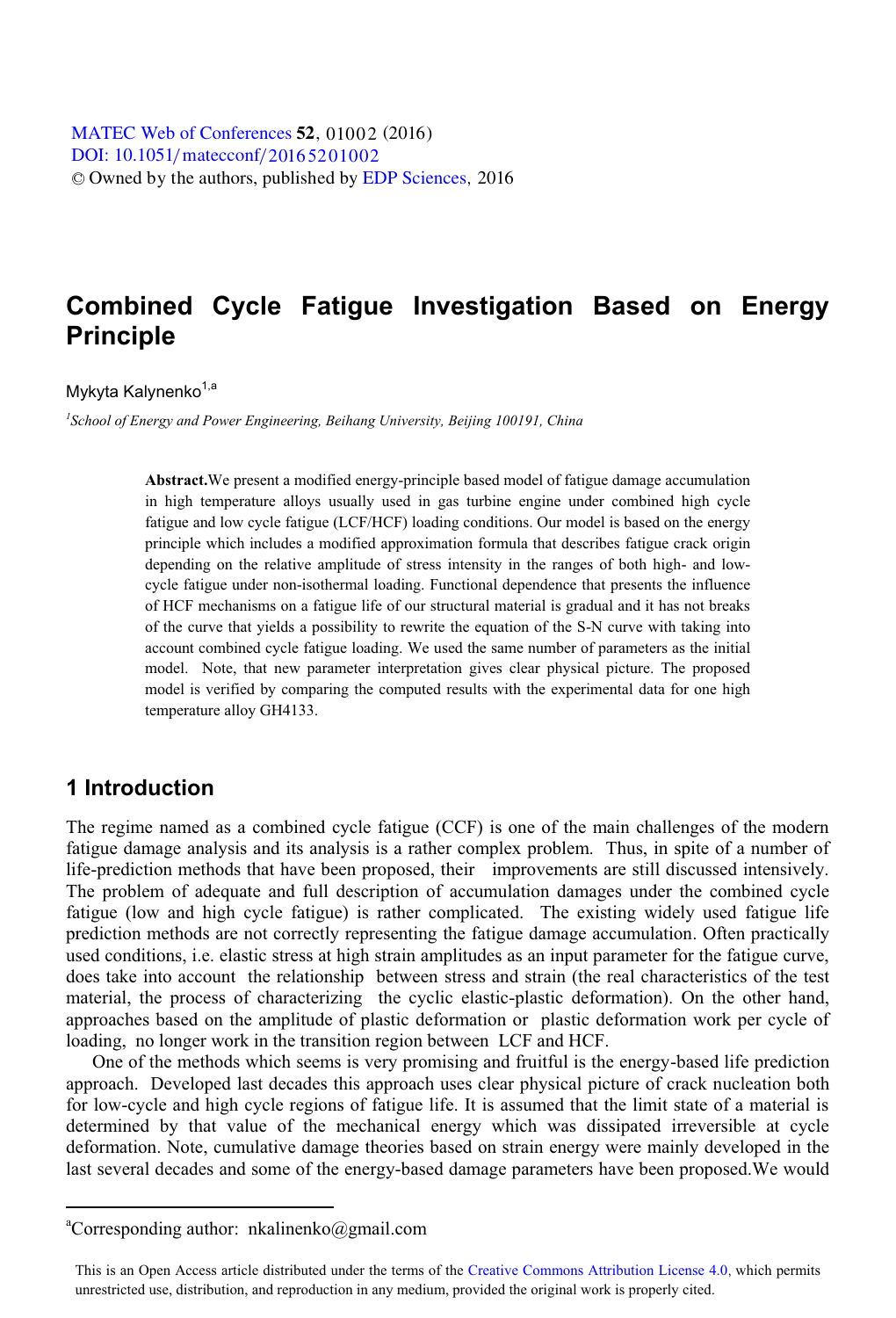# Combined Cycle Fatigue Investigation Based on Energy Principle

Mykyta Kalynenko[1,a]

[1]*School of Energy and Power Engineering, Beihang University, Beijing 100191, China*

**Abstract.**We present a modified energy-principle based model of fatigue damage accumulation in high temperature alloys usually used in gas turbine engine under combined high cycle fatigue and low cycle fatigue (LCF/HCF) loading conditions. Our model is based on the energy principle which includes a modified approximation formula that describes fatigue crack origin depending on the relative amplitude of stress intensity in the ranges of both high- and low-cycle fatigue under non-isothermal loading. Functional dependence that presents the influence of HCF mechanisms on a fatigue life of our structural material is gradual and it has not breaks of the curve that yields a possibility to rewrite the equation of the S-N curve with taking into account combined cycle fatigue loading. We used the same number of parameters as the initial model. Note, that new parameter interpretation gives clear physical picture. The proposed model is verified by comparing the computed results with the experimental data for one high temperature alloy GH4133.

## 1 Introduction

The regime named as a combined cycle fatigue (CCF) is one of the main challenges of the modern fatigue damage analysis and its analysis is a rather complex problem. Thus, in spite of a number of life-prediction methods that have been proposed, their improvements are still discussed intensively. The problem of adequate and full description of accumulation damages under the combined cycle fatigue (low and high cycle fatigue) is rather complicated. The existing widely used fatigue life prediction methods are not correctly representing the fatigue damage accumulation. Often practically used conditions, i.e. elastic stress at high strain amplitudes as an input parameter for the fatigue curve, does take into account the relationship between stress and strain (the real characteristics of the test material, the process of characterizing the cyclic elastic-plastic deformation). On the other hand, approaches based on the amplitude of plastic deformation or plastic deformation work per cycle of loading, no longer work in the transition region between LCF and HCF.

One of the methods which seems is very promising and fruitful is the energy-based life prediction approach. Developed last decades this approach uses clear physical picture of crack nucleation both for low-cycle and high cycle regions of fatigue life. It is assumed that the limit state of a material is determined by that value of the mechanical energy which was dissipated irreversible at cycle deformation. Note, cumulative damage theories based on strain energy were mainly developed in the last several decades and some of the energy-based damage parameters have been proposed.We would

[a]Corresponding author: nkalinenko@gmail.com

This is an Open Access article distributed under the terms of the Creative Commons Attribution License 4.0, which permits unrestricted use, distribution, and reproduction in any medium, provided the original work is properly cited.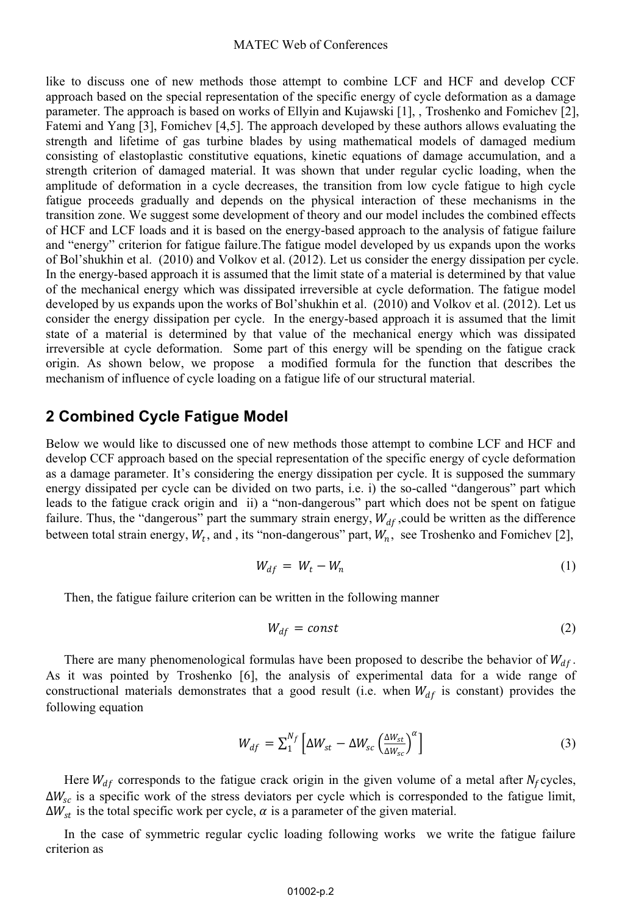like to discuss one of new methods those attempt to combine LCF and HCF and develop CCF approach based on the special representation of the specific energy of cycle deformation as a damage parameter. The approach is based on works of Ellyin and Kujawski [1], , Troshenko and Fomichev [2], Fatemi and Yang [3], Fomichev [4,5]. The approach developed by these authors allows evaluating the strength and lifetime of gas turbine blades by using mathematical models of damaged medium consisting of elastoplastic constitutive equations, kinetic equations of damage accumulation, and a strength criterion of damaged material. It was shown that under regular cyclic loading, when the amplitude of deformation in a cycle decreases, the transition from low cycle fatigue to high cycle fatigue proceeds gradually and depends on the physical interaction of these mechanisms in the transition zone. We suggest some development of theory and our model includes the combined effects of HCF and LCF loads and it is based on the energy-based approach to the analysis of fatigue failure and "energy" criterion for fatigue failure.The fatigue model developed by us expands upon the works of Bol'shukhin et al. (2010) and Volkov et al. (2012). Let us consider the energy dissipation per cycle. In the energy-based approach it is assumed that the limit state of a material is determined by that value of the mechanical energy which was dissipated irreversible at cycle deformation. The fatigue model developed by us expands upon the works of Bol'shukhin et al. (2010) and Volkov et al. (2012). Let us consider the energy dissipation per cycle. In the energy-based approach it is assumed that the limit state of a material is determined by that value of the mechanical energy which was dissipated irreversible at cycle deformation. Some part of this energy will be spending on the fatigue crack origin. As shown below, we propose a modified formula for the function that describes the mechanism of influence of cycle loading on a fatigue life of our structural material.

## 2 Combined Cycle Fatigue Model

Below we would like to discussed one of new methods those attempt to combine LCF and HCF and develop CCF approach based on the special representation of the specific energy of cycle deformation as a damage parameter. It's considering the energy dissipation per cycle. It is supposed the summary energy dissipated per cycle can be divided on two parts, i.e. i) the so-called "dangerous" part which leads to the fatigue crack origin and ii) a "non-dangerous" part which does not be spent on fatigue failure. Thus, the "dangerous" part the summary strain energy, $W_{df}$ ,could be written as the difference between total strain energy, $W_t$, and , its "non-dangerous" part, $W_n$, see Troshenko and Fomichev [2],

$$W_{df} = W_t - W_n \tag{1}$$

Then, the fatigue failure criterion can be written in the following manner

$$W_{df} = const \tag{2}$$

There are many phenomenological formulas have been proposed to describe the behavior of $W_{df}$. As it was pointed by Troshenko [6], the analysis of experimental data for a wide range of constructional materials demonstrates that a good result (i.e. when $W_{df}$ is constant) provides the following equation

$$W_{df} = \sum_{1}^{N_f} \left[ \Delta W_{st} - \Delta W_{sc} \left( \frac{\Delta W_{st}}{\Delta W_{sc}} \right)^{\alpha} \right] \tag{3}$$

Here $W_{df}$ corresponds to the fatigue crack origin in the given volume of a metal after $N_f$ cycles, $\Delta W_{sc}$ is a specific work of the stress deviators per cycle which is corresponded to the fatigue limit, $\Delta W_{st}$ is the total specific work per cycle, $\alpha$ is a parameter of the given material.

In the case of symmetric regular cyclic loading following works we write the fatigue failure criterion as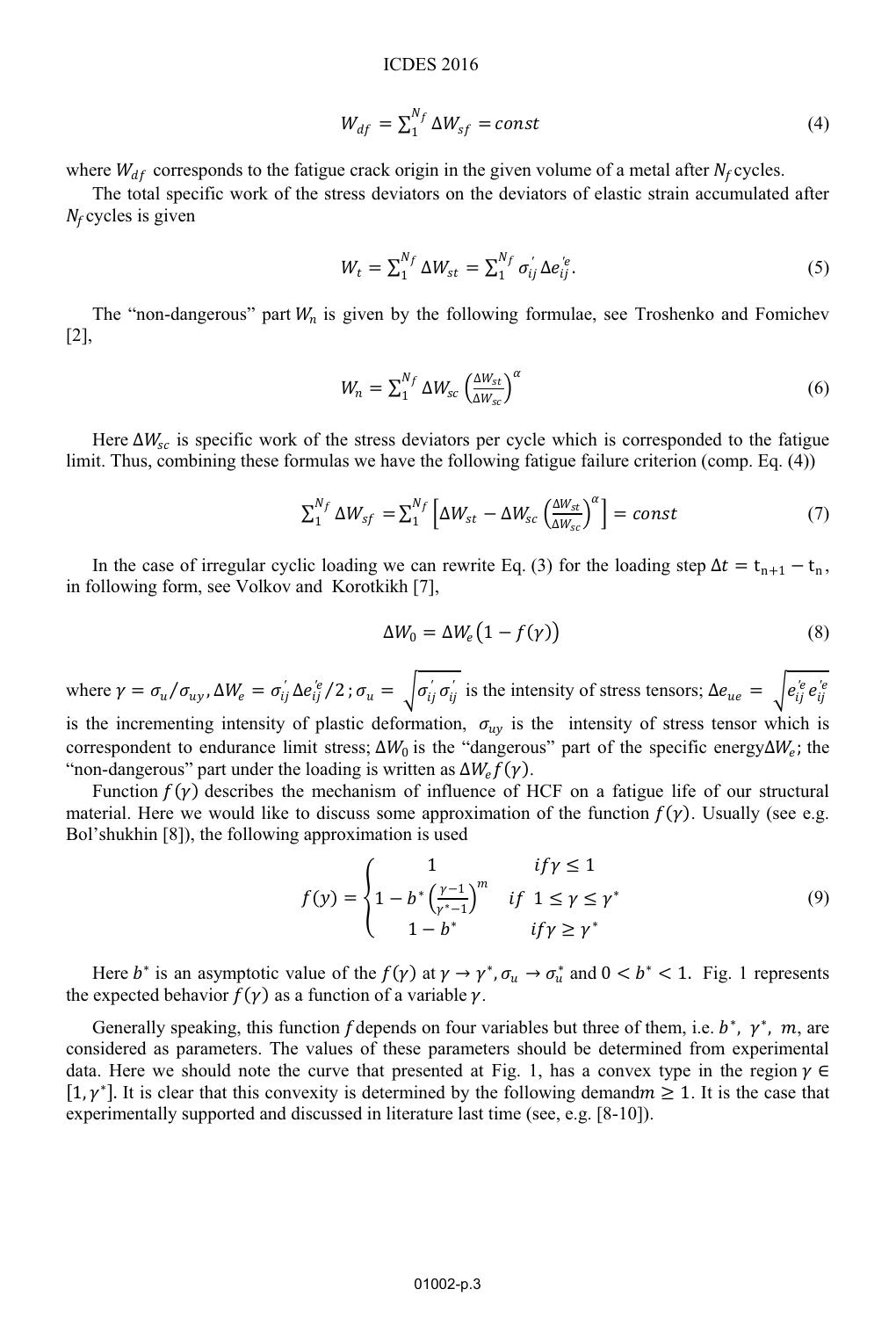$$W_{df} = \sum_1^{N_f} \Delta W_{sf} = const \tag{4}$$

where $W_{df}$ corresponds to the fatigue crack origin in the given volume of a metal after $N_f$ cycles.

The total specific work of the stress deviators on the deviators of elastic strain accumulated after $N_f$ cycles is given

$$W_t = \sum_1^{N_f} \Delta W_{st} = \sum_1^{N_f} \sigma_{ij}^{'} \Delta e_{ij}^{'e}. \tag{5}$$

The "non-dangerous" part $W_n$ is given by the following formulae, see Troshenko and Fomichev [2],

$$W_n = \sum_1^{N_f} \Delta W_{sc} \left(\frac{\Delta W_{st}}{\Delta W_{sc}}\right)^{\alpha} \tag{6}$$

Here $\Delta W_{sc}$ is specific work of the stress deviators per cycle which is corresponded to the fatigue limit. Thus, combining these formulas we have the following fatigue failure criterion (comp. Eq. (4))

$$\sum_1^{N_f} \Delta W_{sf} = \sum_1^{N_f} \left[\Delta W_{st} - \Delta W_{sc} \left(\frac{\Delta W_{st}}{\Delta W_{sc}}\right)^{\alpha}\right] = const \tag{7}$$

In the case of irregular cyclic loading we can rewrite Eq. (3) for the loading step $\Delta t = t_{n+1} - t_n$, in following form, see Volkov and Korotkikh [7],

$$\Delta W_0 = \Delta W_e \big(1 - f(\gamma)\big) \tag{8}$$

where $\gamma = \sigma_u / \sigma_{uy}$, $\Delta W_e = \sigma_{ij}^{'} \Delta e_{ij}^{'e}/2$ ; $\sigma_u = \sqrt{\sigma_{ij}^{'} \sigma_{ij}^{'}}$ is the intensity of stress tensors; $\Delta e_{ue} = \sqrt{e_{ij}^{'e} e_{ij}^{'e}}$ is the incrementing intensity of plastic deformation, $\sigma_{uy}$ is the intensity of stress tensor which is correspondent to endurance limit stress; $\Delta W_0$ is the "dangerous" part of the specific energy $\Delta W_e$; the "non-dangerous" part under the loading is written as $\Delta W_e f(\gamma)$.

Function $f(\gamma)$ describes the mechanism of influence of HCF on a fatigue life of our structural material. Here we would like to discuss some approximation of the function $f(\gamma)$. Usually (see e.g. Bol'shukhin [8]), the following approximation is used

$$f(y) = \begin{cases} 1 & if \gamma \leq 1 \\ 1 - b^* \left(\frac{\gamma - 1}{\gamma^* - 1}\right)^m & if \ 1 \leq \gamma \leq \gamma^* \\ 1 - b^* & if \gamma \geq \gamma^* \end{cases} \tag{9}$$

Here $b^*$ is an asymptotic value of the $f(\gamma)$ at $\gamma \to \gamma^*, \sigma_u \to \sigma_u^*$ and $0 < b^* < 1$. Fig. 1 represents the expected behavior $f(\gamma)$ as a function of a variable $\gamma$.

Generally speaking, this function $f$ depends on four variables but three of them, i.e. $b^*$, $\gamma^*$, $m$, are considered as parameters. The values of these parameters should be determined from experimental data. Here we should note the curve that presented at Fig. 1, has a convex type in the region $\gamma \in [1, \gamma^*]$. It is clear that this convexity is determined by the following demand $m \geq 1$. It is the case that experimentally supported and discussed in literature last time (see, e.g. [8-10]).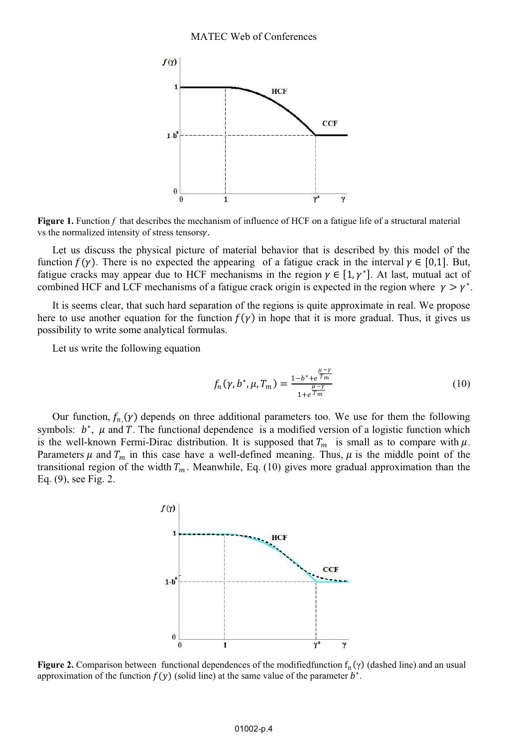**Figure 1.** Function $f$ that describes the mechanism of influence of HCF on a fatigue life of a structural material vs the normalized intensity of stress tensors$\gamma$.

Let us discuss the physical picture of material behavior that is described by this model of the function $f(\gamma)$. There is no expected the appearing of a fatigue crack in the interval $\gamma \in [0,1]$. But, fatigue cracks may appear due to HCF mechanisms in the region $\gamma \in [1, \gamma^*]$. At last, mutual act of combined HCF and LCF mechanisms of a fatigue crack origin is expected in the region where $\gamma > \gamma^*$.

It is seems clear, that such hard separation of the regions is quite approximate in real. We propose here to use another equation for the function $f(\gamma)$ in hope that it is more gradual. Thus, it gives us possibility to write some analytical formulas.

Let us write the following equation

$$f_n(\gamma, b^*, \mu, T_m) = \frac{1 - b^* + e^{\frac{\mu - \gamma}{T_m}}}{1 + e^{\frac{\mu - \gamma}{T_m}}} \tag{10}$$

Our function, $f_{n,}(\gamma)$ depends on three additional parameters too. We use for them the following symbols: $b^*$, $\mu$ and $T$. The functional dependence is a modified version of a logistic function which is the well-known Fermi-Dirac distribution. It is supposed that $T_m$ is small as to compare with $\mu$. Parameters $\mu$ and $T_m$ in this case have a well-defined meaning. Thus, $\mu$ is the middle point of the transitional region of the width $T_m$. Meanwhile, Eq. (10) gives more gradual approximation than the Eq. (9), see Fig. 2.

**Figure 2.** Comparison between functional dependences of the modifiedfunction $f_n(\gamma)$ (dashed line) and an usual approximation of the function $f(y)$ (solid line) at the same value of the parameter $b^*$.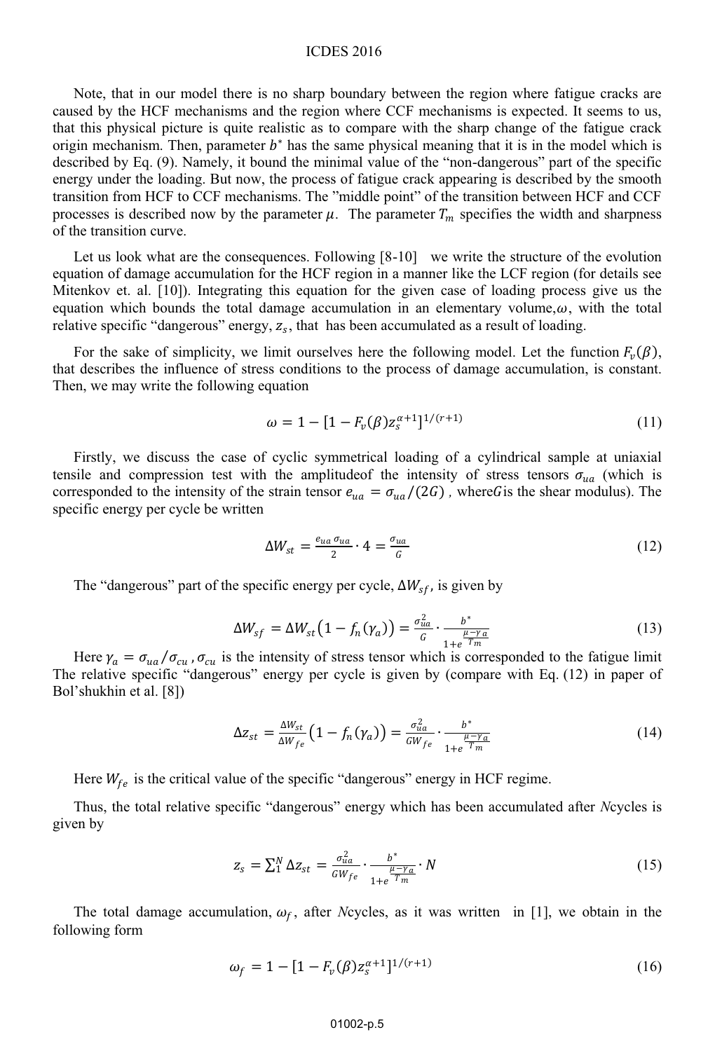Note, that in our model there is no sharp boundary between the region where fatigue cracks are caused by the HCF mechanisms and the region where CCF mechanisms is expected. It seems to us, that this physical picture is quite realistic as to compare with the sharp change of the fatigue crack origin mechanism. Then, parameter $b^*$ has the same physical meaning that it is in the model which is described by Eq. (9). Namely, it bound the minimal value of the "non-dangerous" part of the specific energy under the loading. But now, the process of fatigue crack appearing is described by the smooth transition from HCF to CCF mechanisms. The "middle point" of the transition between HCF and CCF processes is described now by the parameter $\mu$. The parameter $T_m$ specifies the width and sharpness of the transition curve.

Let us look what are the consequences. Following [8-10] we write the structure of the evolution equation of damage accumulation for the HCF region in a manner like the LCF region (for details see Mitenkov et. al. [10]). Integrating this equation for the given case of loading process give us the equation which bounds the total damage accumulation in an elementary volume, $\omega$, with the total relative specific "dangerous" energy, $z_s$, that has been accumulated as a result of loading.

For the sake of simplicity, we limit ourselves here the following model. Let the function $F_v(\beta)$, that describes the influence of stress conditions to the process of damage accumulation, is constant. Then, we may write the following equation

$$\omega = 1 - [1 - F_v(\beta) z_s^{\alpha+1}]^{1/(r+1)} \tag{11}$$

Firstly, we discuss the case of cyclic symmetrical loading of a cylindrical sample at uniaxial tensile and compression test with the amplitudeof the intensity of stress tensors $\sigma_{ua}$ (which is corresponded to the intensity of the strain tensor $e_{ua} = \sigma_{ua}/(2G)$, where$G$is the shear modulus). The specific energy per cycle be written

$$\Delta W_{st} = \frac{e_{ua}\,\sigma_{ua}}{2} \cdot 4 = \frac{\sigma_{ua}}{G} \tag{12}$$

The "dangerous" part of the specific energy per cycle, $\Delta W_{sf}$, is given by

$$\Delta W_{sf} = \Delta W_{st}\big(1 - f_n(\gamma_a)\big) = \frac{\sigma_{ua}^2}{G} \cdot \frac{b^*}{1+e^{\frac{\mu-\gamma_a}{T_m}}} \tag{13}$$

Here $\gamma_a = \sigma_{ua}/\sigma_{cu}$, $\sigma_{cu}$ is the intensity of stress tensor which is corresponded to the fatigue limit The relative specific "dangerous" energy per cycle is given by (compare with Eq. (12) in paper of Bol'shukhin et al. [8])

$$\Delta z_{st} = \frac{\Delta W_{st}}{\Delta W_{fe}}\big(1 - f_n(\gamma_a)\big) = \frac{\sigma_{ua}^2}{G W_{fe}} \cdot \frac{b^*}{1+e^{\frac{\mu-\gamma_a}{T_m}}} \tag{14}$$

Here $W_{fe}$ is the critical value of the specific "dangerous" energy in HCF regime.

Thus, the total relative specific "dangerous" energy which has been accumulated after *N*cycles is given by

$$z_s = \sum_1^N \Delta z_{st} = \frac{\sigma_{ua}^2}{G W_{fe}} \cdot \frac{b^*}{1+e^{\frac{\mu-\gamma_a}{T_m}}} \cdot N \tag{15}$$

The total damage accumulation, $\omega_f$, after *N*cycles, as it was written in [1], we obtain in the following form

$$\omega_f = 1 - [1 - F_v(\beta) z_s^{\alpha+1}]^{1/(r+1)} \tag{16}$$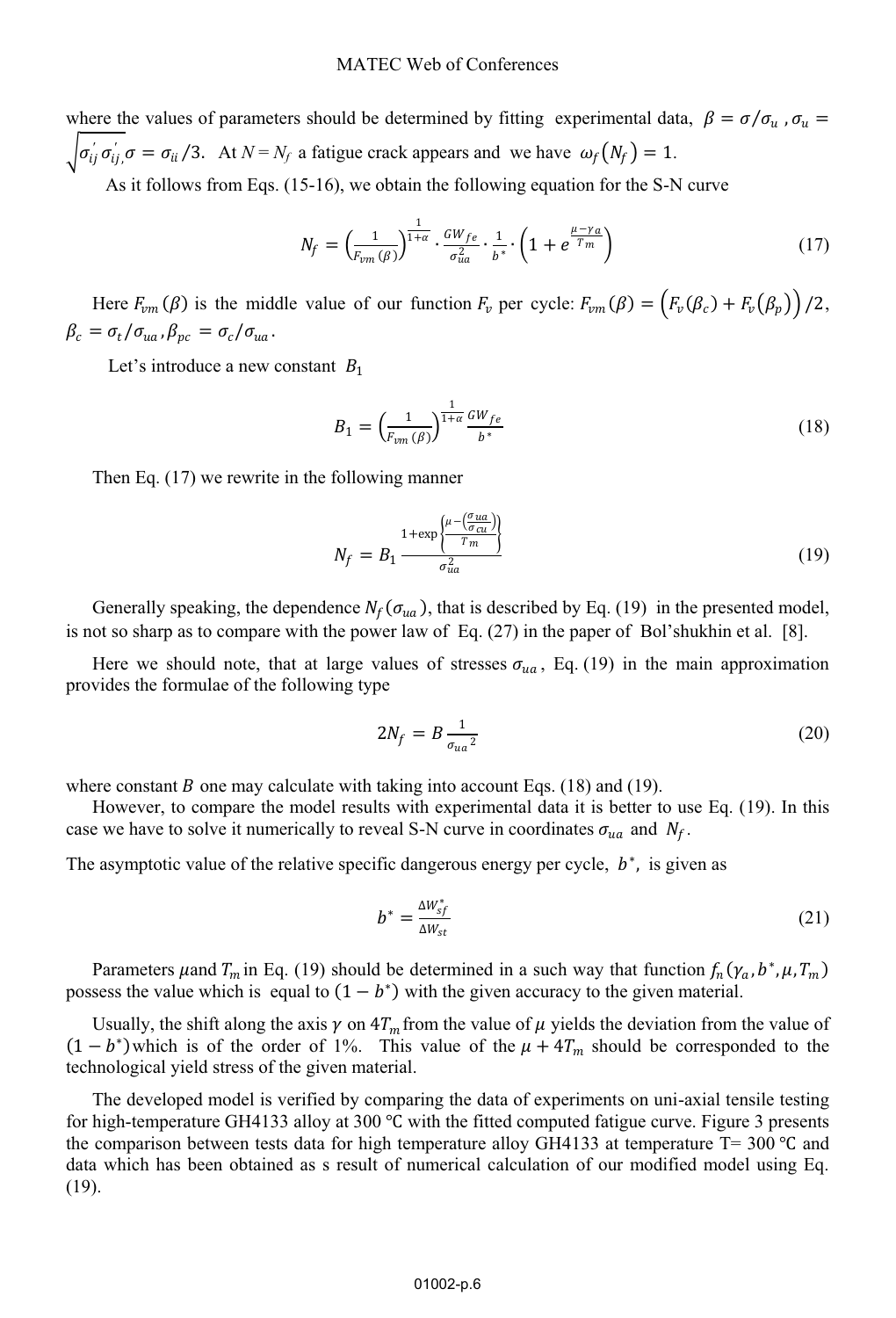where the values of parameters should be determined by fitting experimental data, $\beta = \sigma/\sigma_u$ , $\sigma_u = \sqrt{\sigma'_{ij}\sigma'_{ij}}$, $\sigma = \sigma_{ii}/3$. At $N = N_f$ a fatigue crack appears and we have $\omega_f(N_f) = 1$.

As it follows from Eqs. (15-16), we obtain the following equation for the S-N curve

$$N_f = \left(\frac{1}{F_{vm}(\beta)}\right)^{\frac{1}{1+\alpha}} \cdot \frac{GW_{fe}}{\sigma_{ua}^2} \cdot \frac{1}{b^*} \cdot \left(1 + e^{\frac{\mu - \gamma_a}{T_m}}\right) \tag{17}$$

Here $F_{vm}(\beta)$ is the middle value of our function $F_v$ per cycle: $F_{vm}(\beta) = \left(F_v(\beta_c) + F_v(\beta_p)\right)/2$, $\beta_c = \sigma_t/\sigma_{ua}$, $\beta_{pc} = \sigma_c/\sigma_{ua}$.

Let's introduce a new constant $B_1$

$$B_1 = \left(\frac{1}{F_{vm}(\beta)}\right)^{\frac{1}{1+\alpha}} \frac{GW_{fe}}{b^*} \tag{18}$$

Then Eq. (17) we rewrite in the following manner

$$N_f = B_1 \frac{1 + \exp\left\{\frac{\mu - \left(\frac{\sigma_{ua}}{\sigma_{cu}}\right)}{T_m}\right\}}{\sigma_{ua}^2} \tag{19}$$

Generally speaking, the dependence $N_f(\sigma_{ua})$, that is described by Eq. (19) in the presented model, is not so sharp as to compare with the power law of Eq. (27) in the paper of Bol'shukhin et al. [8].

Here we should note, that at large values of stresses $\sigma_{ua}$, Eq. (19) in the main approximation provides the formulae of the following type

$$2N_f = B \frac{1}{{\sigma_{ua}}^2} \tag{20}$$

where constant $B$ one may calculate with taking into account Eqs. (18) and (19).

However, to compare the model results with experimental data it is better to use Eq. (19). In this case we have to solve it numerically to reveal S-N curve in coordinates $\sigma_{ua}$ and $N_f$.

The asymptotic value of the relative specific dangerous energy per cycle, $b^*$, is given as

$$b^* = \frac{\Delta W_{sf}^*}{\Delta W_{st}} \tag{21}$$

Parameters $\mu$ and $T_m$ in Eq. (19) should be determined in a such way that function $f_n(\gamma_a, b^*, \mu, T_m)$ possess the value which is equal to $(1 - b^*)$ with the given accuracy to the given material.

Usually, the shift along the axis $\gamma$ on $4T_m$ from the value of $\mu$ yields the deviation from the value of $(1 - b^*)$ which is of the order of 1%. This value of the $\mu + 4T_m$ should be corresponded to the technological yield stress of the given material.

The developed model is verified by comparing the data of experiments on uni-axial tensile testing for high-temperature GH4133 alloy at 300 ℃ with the fitted computed fatigue curve. Figure 3 presents the comparison between tests data for high temperature alloy GH4133 at temperature T= 300 ℃ and data which has been obtained as s result of numerical calculation of our modified model using Eq. (19).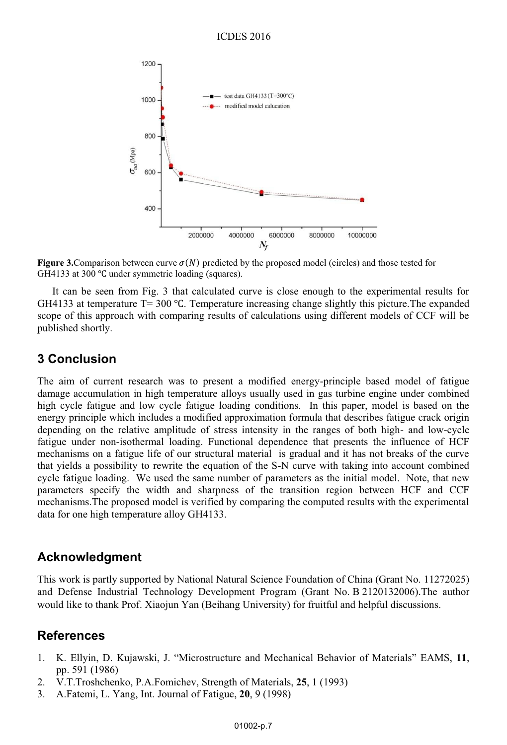**Figure 3.** Comparison between curve $\sigma(N)$ predicted by the proposed model (circles) and those tested for GH4133 at 300 ℃ under symmetric loading (squares).

It can be seen from Fig. 3 that calculated curve is close enough to the experimental results for GH4133 at temperature T= 300 ℃. Temperature increasing change slightly this picture.The expanded scope of this approach with comparing results of calculations using different models of CCF will be published shortly.

## 3 Conclusion

The aim of current research was to present a modified energy-principle based model of fatigue damage accumulation in high temperature alloys usually used in gas turbine engine under combined high cycle fatigue and low cycle fatigue loading conditions. In this paper, model is based on the energy principle which includes a modified approximation formula that describes fatigue crack origin depending on the relative amplitude of stress intensity in the ranges of both high- and low-cycle fatigue under non-isothermal loading. Functional dependence that presents the influence of HCF mechanisms on a fatigue life of our structural material is gradual and it has not breaks of the curve that yields a possibility to rewrite the equation of the S-N curve with taking into account combined cycle fatigue loading. We used the same number of parameters as the initial model. Note, that new parameters specify the width and sharpness of the transition region between HCF and CCF mechanisms.The proposed model is verified by comparing the computed results with the experimental data for one high temperature alloy GH4133.

## Acknowledgment

This work is partly supported by National Natural Science Foundation of China (Grant No. 11272025) and Defense Industrial Technology Development Program (Grant No. B 2120132006).The author would like to thank Prof. Xiaojun Yan (Beihang University) for fruitful and helpful discussions.

## References

1. K. Ellyin, D. Kujawski, J. "Microstructure and Mechanical Behavior of Materials" EAMS, **11**, pp. 591 (1986)
2. V.T.Troshchenko, P.A.Fomichev, Strength of Materials, **25**, 1 (1993)
3. A.Fatemi, L. Yang, Int. Journal of Fatigue, **20**, 9 (1998)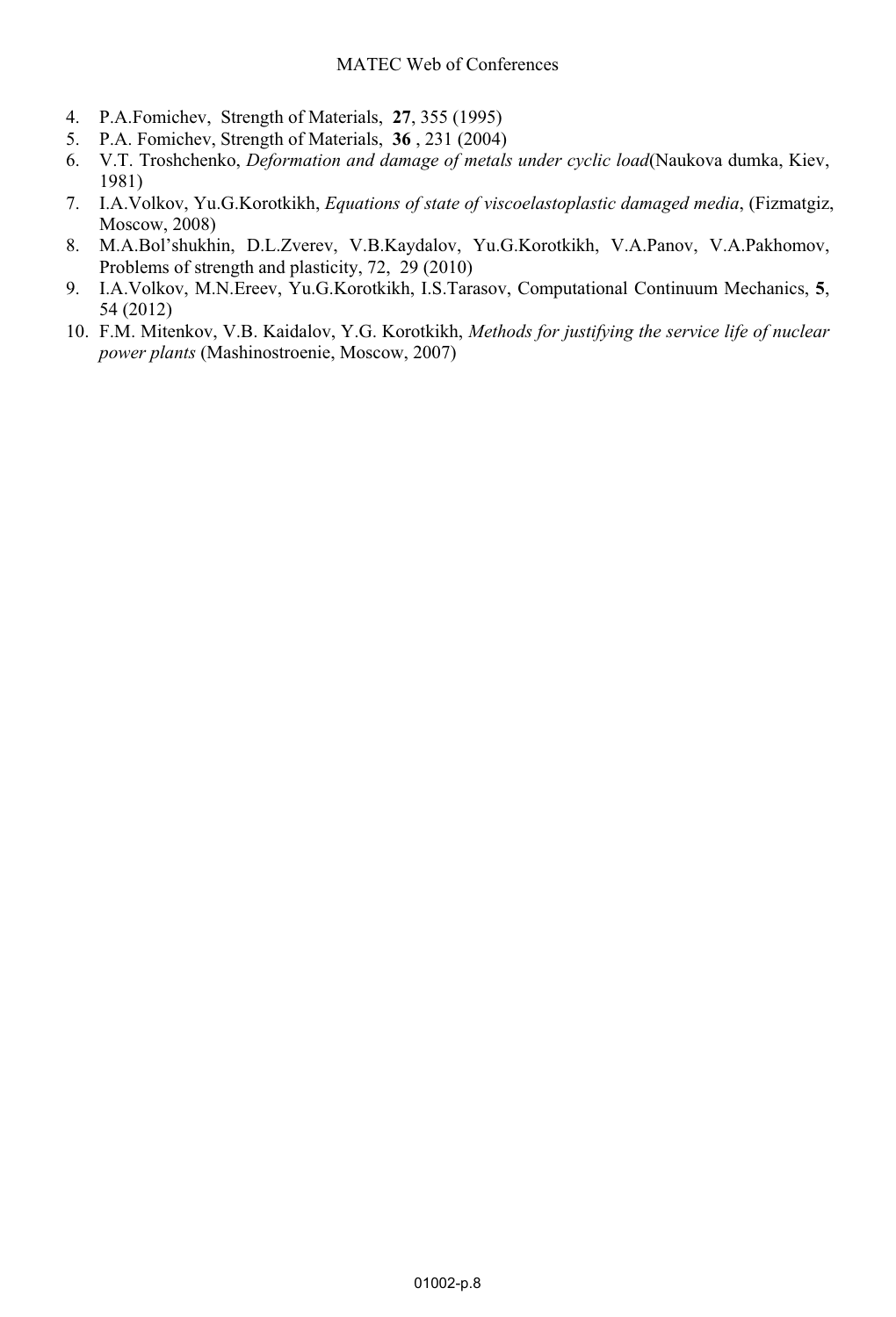4. P.A.Fomichev, Strength of Materials, **27**, 355 (1995)
5. P.A. Fomichev, Strength of Materials, **36** , 231 (2004)
6. V.T. Troshchenko, *Deformation and damage of metals under cyclic load*(Naukova dumka, Kiev, 1981)
7. I.A.Volkov, Yu.G.Korotkikh, *Equations of state of viscoelastoplastic damaged media*, (Fizmatgiz, Moscow, 2008)
8. M.A.Bol'shukhin, D.L.Zverev, V.B.Kaydalov, Yu.G.Korotkikh, V.A.Panov, V.A.Pakhomov, Problems of strength and plasticity, 72, 29 (2010)
9. I.A.Volkov, M.N.Ereev, Yu.G.Korotkikh, I.S.Tarasov, Computational Continuum Mechanics, **5**, 54 (2012)
10. F.M. Mitenkov, V.B. Kaidalov, Y.G. Korotkikh, *Methods for justifying the service life of nuclear power plants* (Mashinostroenie, Moscow, 2007)